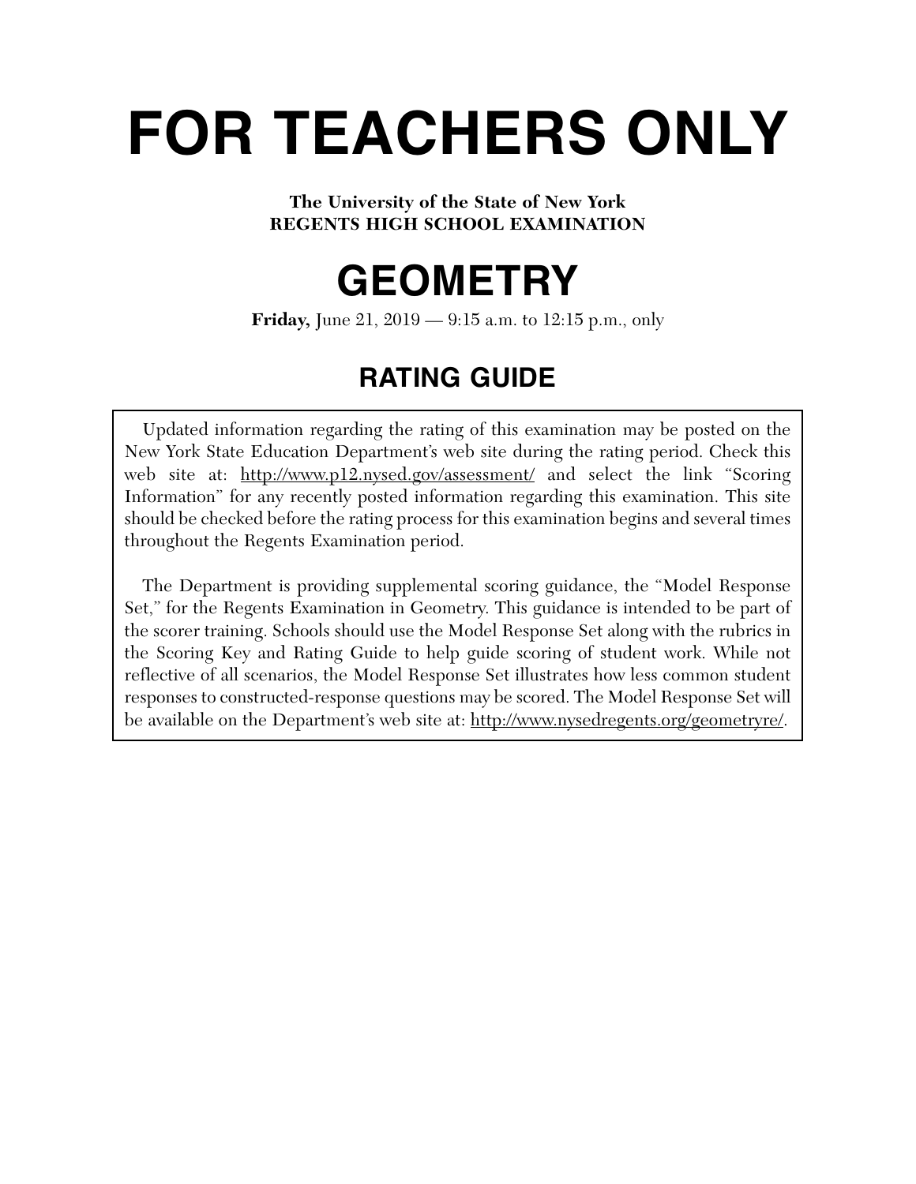# FOR TEACHERS ONLY

**The University of the State of New York**
**REGENTS HIGH SCHOOL EXAMINATION**

# GEOMETRY

**Friday,** June 21, 2019 — 9:15 a.m. to 12:15 p.m., only

## RATING GUIDE

Updated information regarding the rating of this examination may be posted on the New York State Education Department's web site during the rating period. Check this web site at: http://www.p12.nysed.gov/assessment/ and select the link "Scoring Information" for any recently posted information regarding this examination. This site should be checked before the rating process for this examination begins and several times throughout the Regents Examination period.

The Department is providing supplemental scoring guidance, the "Model Response Set," for the Regents Examination in Geometry. This guidance is intended to be part of the scorer training. Schools should use the Model Response Set along with the rubrics in the Scoring Key and Rating Guide to help guide scoring of student work. While not reflective of all scenarios, the Model Response Set illustrates how less common student responses to constructed-response questions may be scored. The Model Response Set will be available on the Department's web site at: http://www.nysedregents.org/geometryre/.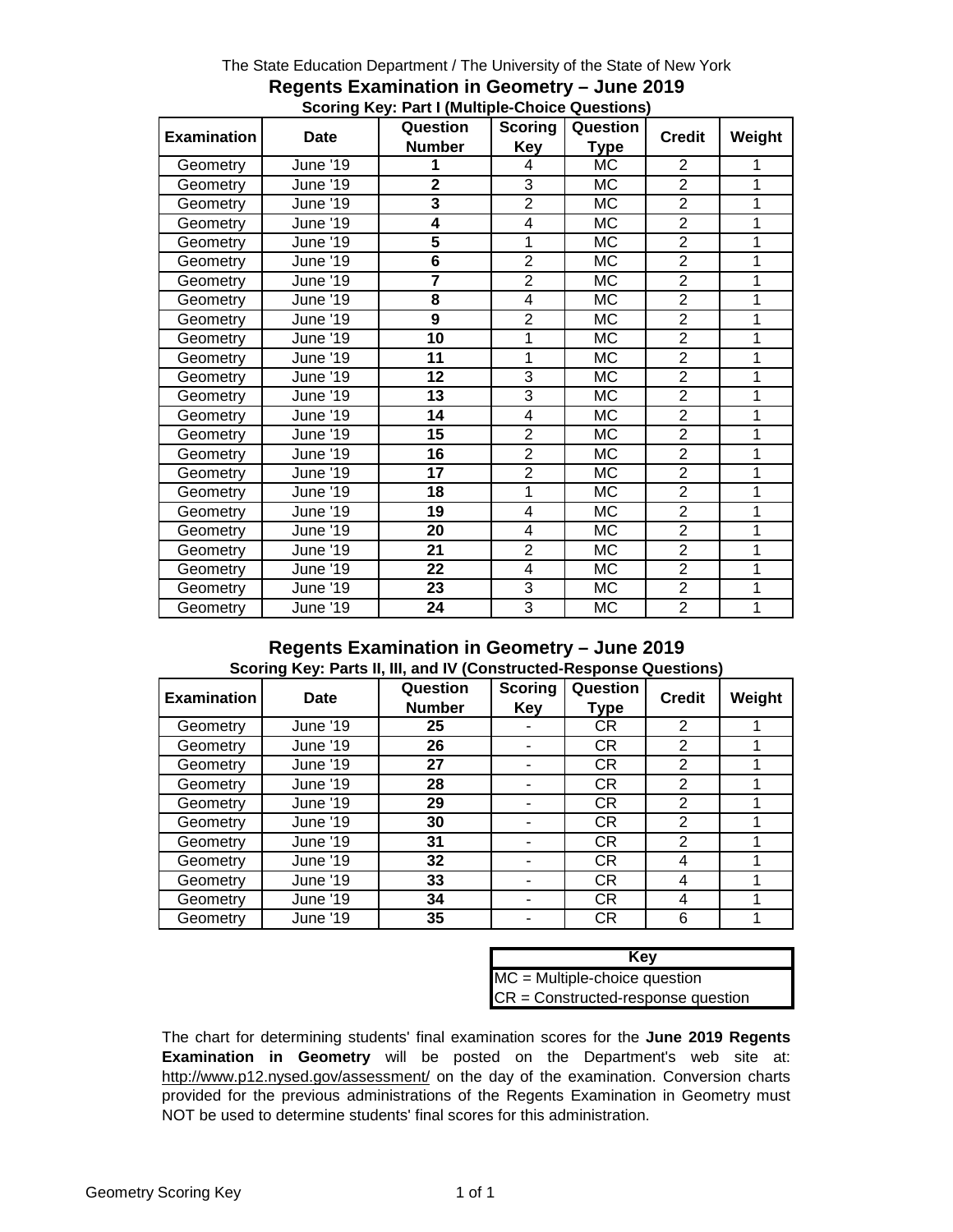The State Education Department / The University of the State of New York

# Regents Examination in Geometry – June 2019

**Scoring Key: Part I (Multiple-Choice Questions)**

| Examination | Date | Question Number | Scoring Key | Question Type | Credit | Weight |
|---|---|---|---|---|---|---|
| Geometry | June '19 | 1 | 4 | MC | 2 | 1 |
| Geometry | June '19 | 2 | 3 | MC | 2 | 1 |
| Geometry | June '19 | 3 | 2 | MC | 2 | 1 |
| Geometry | June '19 | 4 | 4 | MC | 2 | 1 |
| Geometry | June '19 | 5 | 1 | MC | 2 | 1 |
| Geometry | June '19 | 6 | 2 | MC | 2 | 1 |
| Geometry | June '19 | 7 | 2 | MC | 2 | 1 |
| Geometry | June '19 | 8 | 4 | MC | 2 | 1 |
| Geometry | June '19 | 9 | 2 | MC | 2 | 1 |
| Geometry | June '19 | 10 | 1 | MC | 2 | 1 |
| Geometry | June '19 | 11 | 1 | MC | 2 | 1 |
| Geometry | June '19 | 12 | 3 | MC | 2 | 1 |
| Geometry | June '19 | 13 | 3 | MC | 2 | 1 |
| Geometry | June '19 | 14 | 4 | MC | 2 | 1 |
| Geometry | June '19 | 15 | 2 | MC | 2 | 1 |
| Geometry | June '19 | 16 | 2 | MC | 2 | 1 |
| Geometry | June '19 | 17 | 2 | MC | 2 | 1 |
| Geometry | June '19 | 18 | 1 | MC | 2 | 1 |
| Geometry | June '19 | 19 | 4 | MC | 2 | 1 |
| Geometry | June '19 | 20 | 4 | MC | 2 | 1 |
| Geometry | June '19 | 21 | 2 | MC | 2 | 1 |
| Geometry | June '19 | 22 | 4 | MC | 2 | 1 |
| Geometry | June '19 | 23 | 3 | MC | 2 | 1 |
| Geometry | June '19 | 24 | 3 | MC | 2 | 1 |

# Regents Examination in Geometry – June 2019

**Scoring Key: Parts II, III, and IV (Constructed-Response Questions)**

| Examination | Date | Question Number | Scoring Key | Question Type | Credit | Weight |
|---|---|---|---|---|---|---|
| Geometry | June '19 | 25 | - | CR | 2 | 1 |
| Geometry | June '19 | 26 | - | CR | 2 | 1 |
| Geometry | June '19 | 27 | - | CR | 2 | 1 |
| Geometry | June '19 | 28 | - | CR | 2 | 1 |
| Geometry | June '19 | 29 | - | CR | 2 | 1 |
| Geometry | June '19 | 30 | - | CR | 2 | 1 |
| Geometry | June '19 | 31 | - | CR | 2 | 1 |
| Geometry | June '19 | 32 | - | CR | 4 | 1 |
| Geometry | June '19 | 33 | - | CR | 4 | 1 |
| Geometry | June '19 | 34 | - | CR | 4 | 1 |
| Geometry | June '19 | 35 | - | CR | 6 | 1 |

| Key |
|---|
| MC = Multiple-choice question |
| CR = Constructed-response question |

The chart for determining students' final examination scores for the **June 2019 Regents Examination in Geometry** will be posted on the Department's web site at: http://www.p12.nysed.gov/assessment/ on the day of the examination. Conversion charts provided for the previous administrations of the Regents Examination in Geometry must NOT be used to determine students' final scores for this administration.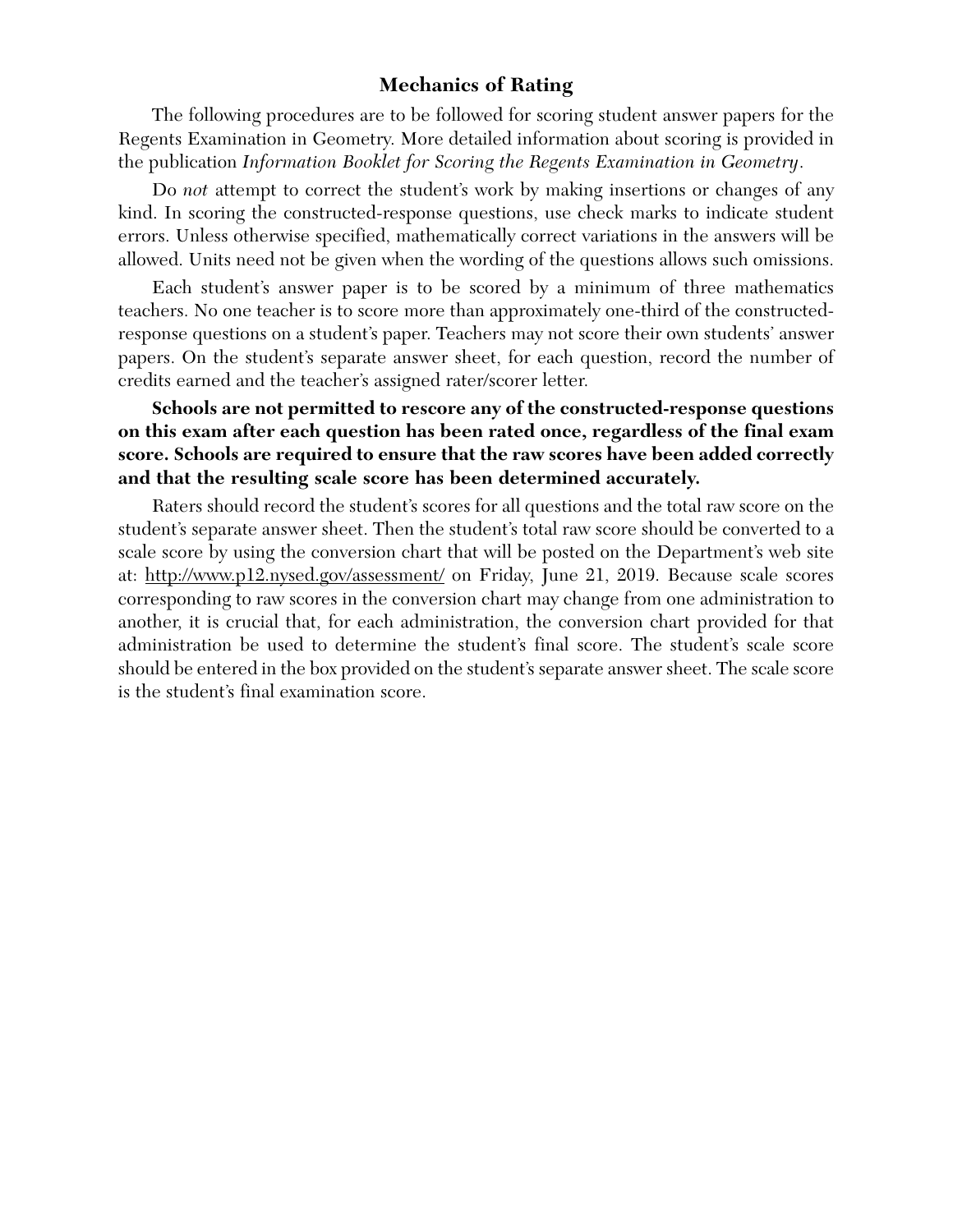## Mechanics of Rating

The following procedures are to be followed for scoring student answer papers for the Regents Examination in Geometry. More detailed information about scoring is provided in the publication *Information Booklet for Scoring the Regents Examination in Geometry*.

Do *not* attempt to correct the student's work by making insertions or changes of any kind. In scoring the constructed-response questions, use check marks to indicate student errors. Unless otherwise specified, mathematically correct variations in the answers will be allowed. Units need not be given when the wording of the questions allows such omissions.

Each student's answer paper is to be scored by a minimum of three mathematics teachers. No one teacher is to score more than approximately one-third of the constructed-response questions on a student's paper. Teachers may not score their own students' answer papers. On the student's separate answer sheet, for each question, record the number of credits earned and the teacher's assigned rater/scorer letter.

**Schools are not permitted to rescore any of the constructed-response questions on this exam after each question has been rated once, regardless of the final exam score. Schools are required to ensure that the raw scores have been added correctly and that the resulting scale score has been determined accurately.**

Raters should record the student's scores for all questions and the total raw score on the student's separate answer sheet. Then the student's total raw score should be converted to a scale score by using the conversion chart that will be posted on the Department's web site at: http://www.p12.nysed.gov/assessment/ on Friday, June 21, 2019. Because scale scores corresponding to raw scores in the conversion chart may change from one administration to another, it is crucial that, for each administration, the conversion chart provided for that administration be used to determine the student's final score. The student's scale score should be entered in the box provided on the student's separate answer sheet. The scale score is the student's final examination score.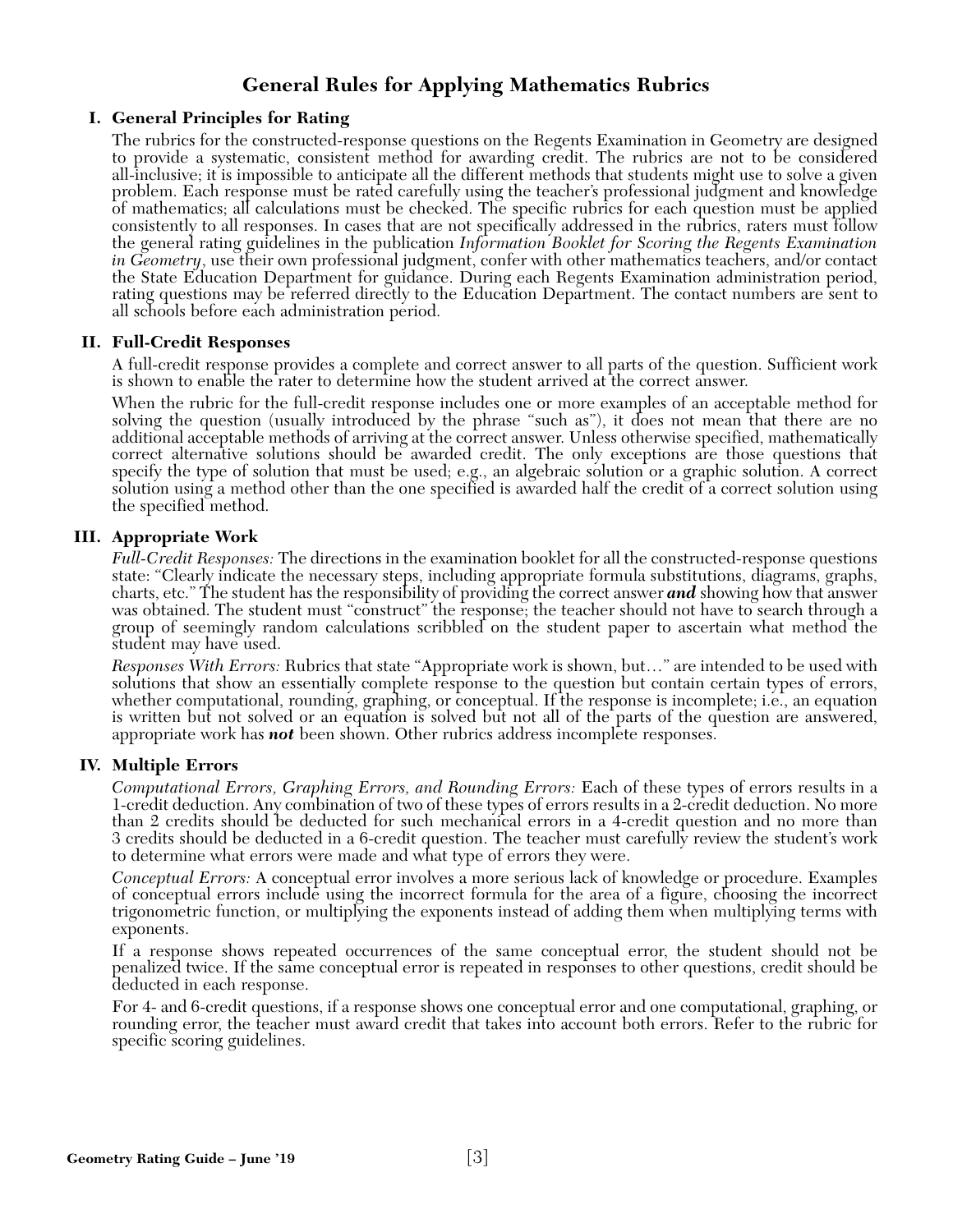# General Rules for Applying Mathematics Rubrics

## I. General Principles for Rating

The rubrics for the constructed-response questions on the Regents Examination in Geometry are designed to provide a systematic, consistent method for awarding credit. The rubrics are not to be considered all-inclusive; it is impossible to anticipate all the different methods that students might use to solve a given problem. Each response must be rated carefully using the teacher's professional judgment and knowledge of mathematics; all calculations must be checked. The specific rubrics for each question must be applied consistently to all responses. In cases that are not specifically addressed in the rubrics, raters must follow the general rating guidelines in the publication *Information Booklet for Scoring the Regents Examination in Geometry*, use their own professional judgment, confer with other mathematics teachers, and/or contact the State Education Department for guidance. During each Regents Examination administration period, rating questions may be referred directly to the Education Department. The contact numbers are sent to all schools before each administration period.

## II. Full-Credit Responses

A full-credit response provides a complete and correct answer to all parts of the question. Sufficient work is shown to enable the rater to determine how the student arrived at the correct answer.

When the rubric for the full-credit response includes one or more examples of an acceptable method for solving the question (usually introduced by the phrase "such as"), it does not mean that there are no additional acceptable methods of arriving at the correct answer. Unless otherwise specified, mathematically correct alternative solutions should be awarded credit. The only exceptions are those questions that specify the type of solution that must be used; e.g., an algebraic solution or a graphic solution. A correct solution using a method other than the one specified is awarded half the credit of a correct solution using the specified method.

## III. Appropriate Work

*Full-Credit Responses:* The directions in the examination booklet for all the constructed-response questions state: "Clearly indicate the necessary steps, including appropriate formula substitutions, diagrams, graphs, charts, etc." The student has the responsibility of providing the correct answer ***and*** showing how that answer was obtained. The student must "construct" the response; the teacher should not have to search through a group of seemingly random calculations scribbled on the student paper to ascertain what method the student may have used.

*Responses With Errors:* Rubrics that state "Appropriate work is shown, but…" are intended to be used with solutions that show an essentially complete response to the question but contain certain types of errors, whether computational, rounding, graphing, or conceptual. If the response is incomplete; i.e., an equation is written but not solved or an equation is solved but not all of the parts of the question are answered, appropriate work has ***not*** been shown. Other rubrics address incomplete responses.

## IV. Multiple Errors

*Computational Errors, Graphing Errors, and Rounding Errors:* Each of these types of errors results in a 1-credit deduction. Any combination of two of these types of errors results in a 2-credit deduction. No more than 2 credits should be deducted for such mechanical errors in a 4-credit question and no more than 3 credits should be deducted in a 6-credit question. The teacher must carefully review the student's work to determine what errors were made and what type of errors they were.

*Conceptual Errors:* A conceptual error involves a more serious lack of knowledge or procedure. Examples of conceptual errors include using the incorrect formula for the area of a figure, choosing the incorrect trigonometric function, or multiplying the exponents instead of adding them when multiplying terms with exponents.

If a response shows repeated occurrences of the same conceptual error, the student should not be penalized twice. If the same conceptual error is repeated in responses to other questions, credit should be deducted in each response.

For 4- and 6-credit questions, if a response shows one conceptual error and one computational, graphing, or rounding error, the teacher must award credit that takes into account both errors. Refer to the rubric for specific scoring guidelines.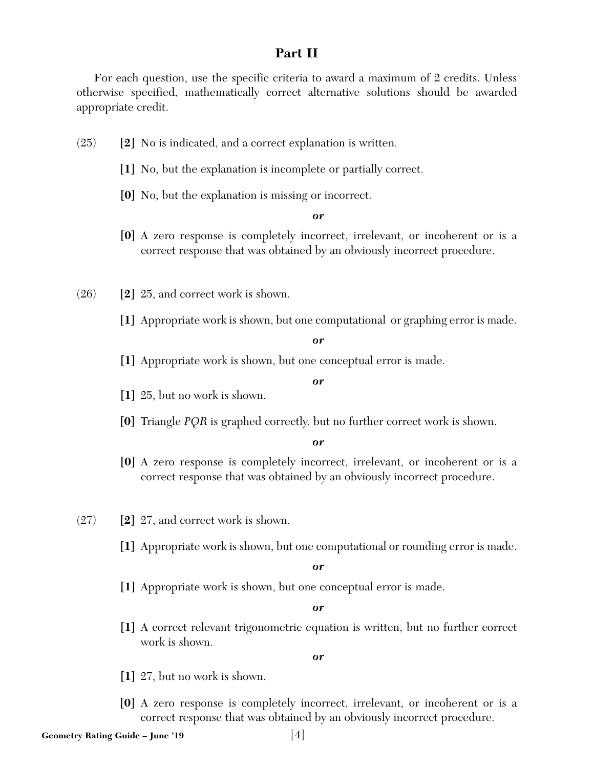## Part II

For each question, use the specific criteria to award a maximum of 2 credits. Unless otherwise specified, mathematically correct alternative solutions should be awarded appropriate credit.

(25) **[2]** No is indicated, and a correct explanation is written.

**[1]** No, but the explanation is incomplete or partially correct.

**[0]** No, but the explanation is missing or incorrect.

***or***

**[0]** A zero response is completely incorrect, irrelevant, or incoherent or is a correct response that was obtained by an obviously incorrect procedure.

(26) **[2]** 25, and correct work is shown.

**[1]** Appropriate work is shown, but one computational or graphing error is made.

***or***

**[1]** Appropriate work is shown, but one conceptual error is made.

***or***

**[1]** 25, but no work is shown.

**[0]** Triangle *PQR* is graphed correctly, but no further correct work is shown.

***or***

**[0]** A zero response is completely incorrect, irrelevant, or incoherent or is a correct response that was obtained by an obviously incorrect procedure.

(27) **[2]** 27, and correct work is shown.

**[1]** Appropriate work is shown, but one computational or rounding error is made.

***or***

**[1]** Appropriate work is shown, but one conceptual error is made.

***or***

**[1]** A correct relevant trigonometric equation is written, but no further correct work is shown.

***or***

**[1]** 27, but no work is shown.

**[0]** A zero response is completely incorrect, irrelevant, or incoherent or is a correct response that was obtained by an obviously incorrect procedure.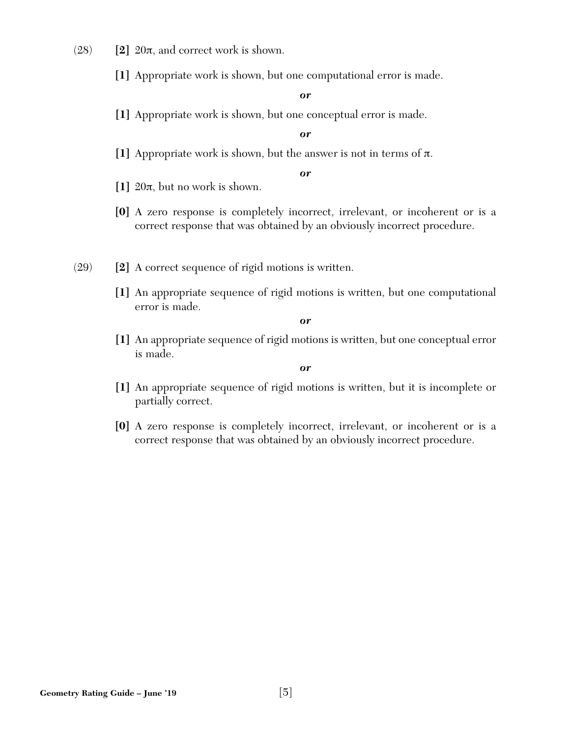(28) **[2]** $20\pi$, and correct work is shown.

**[1]** Appropriate work is shown, but one computational error is made.

***or***

**[1]** Appropriate work is shown, but one conceptual error is made.

***or***

**[1]** Appropriate work is shown, but the answer is not in terms of $\pi$.

***or***

**[1]** $20\pi$, but no work is shown.

**[0]** A zero response is completely incorrect, irrelevant, or incoherent or is a correct response that was obtained by an obviously incorrect procedure.

(29) **[2]** A correct sequence of rigid motions is written.

**[1]** An appropriate sequence of rigid motions is written, but one computational error is made.

***or***

**[1]** An appropriate sequence of rigid motions is written, but one conceptual error is made.

***or***

**[1]** An appropriate sequence of rigid motions is written, but it is incomplete or partially correct.

**[0]** A zero response is completely incorrect, irrelevant, or incoherent or is a correct response that was obtained by an obviously incorrect procedure.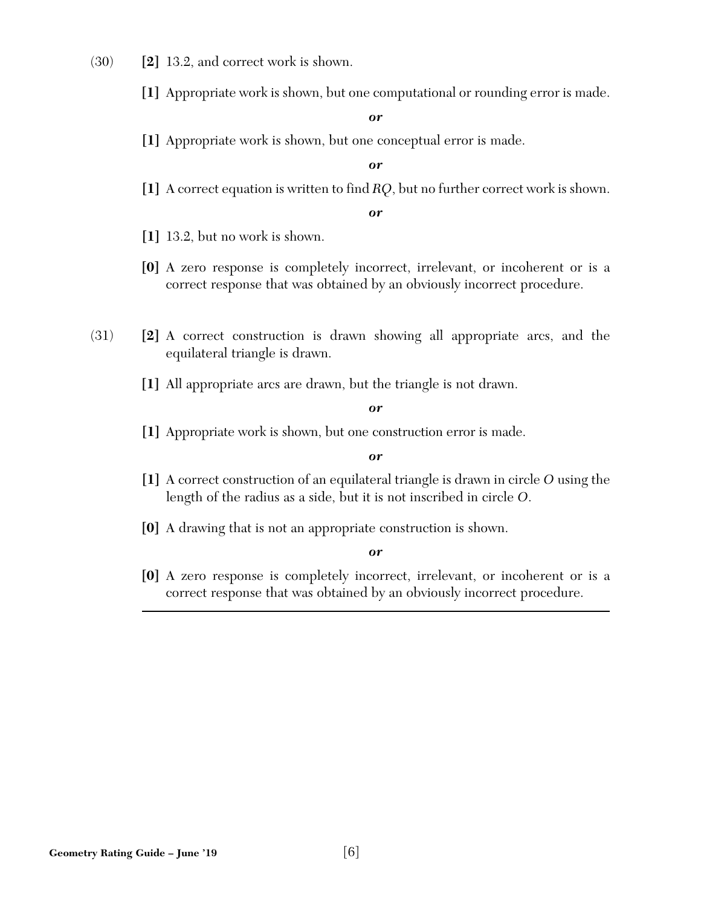(30) **[2]** 13.2, and correct work is shown.

**[1]** Appropriate work is shown, but one computational or rounding error is made.

***or***

**[1]** Appropriate work is shown, but one conceptual error is made.

***or***

**[1]** A correct equation is written to find $RQ$, but no further correct work is shown.

***or***

**[1]** 13.2, but no work is shown.

**[0]** A zero response is completely incorrect, irrelevant, or incoherent or is a correct response that was obtained by an obviously incorrect procedure.

(31) **[2]** A correct construction is drawn showing all appropriate arcs, and the equilateral triangle is drawn.

**[1]** All appropriate arcs are drawn, but the triangle is not drawn.

***or***

**[1]** Appropriate work is shown, but one construction error is made.

***or***

**[1]** A correct construction of an equilateral triangle is drawn in circle $O$ using the length of the radius as a side, but it is not inscribed in circle $O$.

**[0]** A drawing that is not an appropriate construction is shown.

***or***

**[0]** A zero response is completely incorrect, irrelevant, or incoherent or is a correct response that was obtained by an obviously incorrect procedure.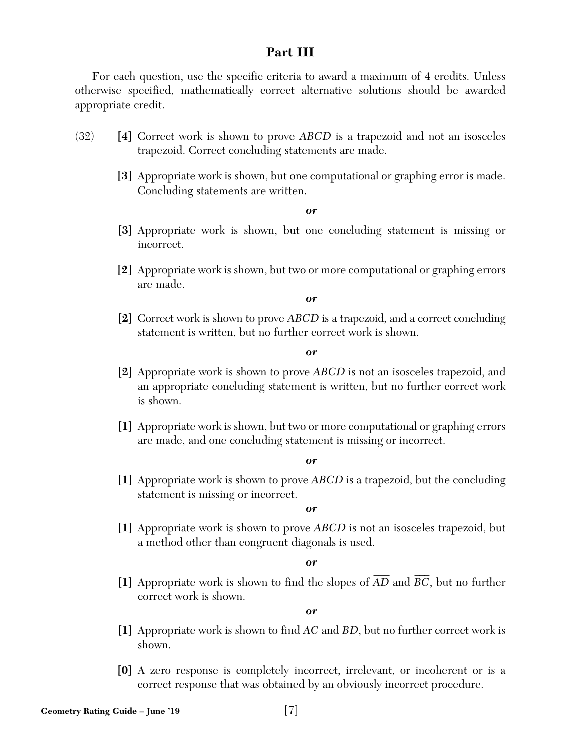## Part III

For each question, use the specific criteria to award a maximum of 4 credits. Unless otherwise specified, mathematically correct alternative solutions should be awarded appropriate credit.

(32) **[4]** Correct work is shown to prove *ABCD* is a trapezoid and not an isosceles trapezoid. Correct concluding statements are made.

**[3]** Appropriate work is shown, but one computational or graphing error is made. Concluding statements are written.

***or***

**[3]** Appropriate work is shown, but one concluding statement is missing or incorrect.

**[2]** Appropriate work is shown, but two or more computational or graphing errors are made.

***or***

**[2]** Correct work is shown to prove *ABCD* is a trapezoid, and a correct concluding statement is written, but no further correct work is shown.

***or***

**[2]** Appropriate work is shown to prove *ABCD* is not an isosceles trapezoid, and an appropriate concluding statement is written, but no further correct work is shown.

**[1]** Appropriate work is shown, but two or more computational or graphing errors are made, and one concluding statement is missing or incorrect.

***or***

**[1]** Appropriate work is shown to prove *ABCD* is a trapezoid, but the concluding statement is missing or incorrect.

***or***

**[1]** Appropriate work is shown to prove *ABCD* is not an isosceles trapezoid, but a method other than congruent diagonals is used.

***or***

**[1]** Appropriate work is shown to find the slopes of $\overline{AD}$ and $\overline{BC}$, but no further correct work is shown.

***or***

**[1]** Appropriate work is shown to find *AC* and *BD*, but no further correct work is shown.

**[0]** A zero response is completely incorrect, irrelevant, or incoherent or is a correct response that was obtained by an obviously incorrect procedure.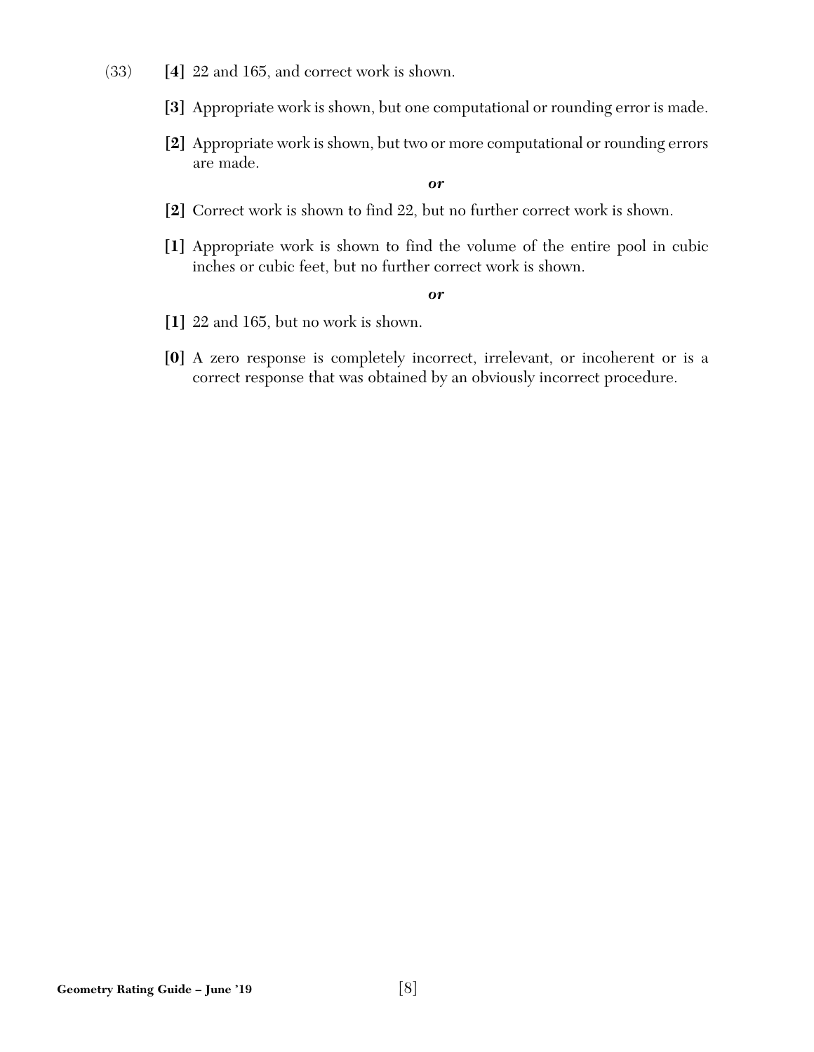(33) **[4]** 22 and 165, and correct work is shown.

**[3]** Appropriate work is shown, but one computational or rounding error is made.

**[2]** Appropriate work is shown, but two or more computational or rounding errors are made.

***or***

**[2]** Correct work is shown to find 22, but no further correct work is shown.

**[1]** Appropriate work is shown to find the volume of the entire pool in cubic inches or cubic feet, but no further correct work is shown.

***or***

**[1]** 22 and 165, but no work is shown.

**[0]** A zero response is completely incorrect, irrelevant, or incoherent or is a correct response that was obtained by an obviously incorrect procedure.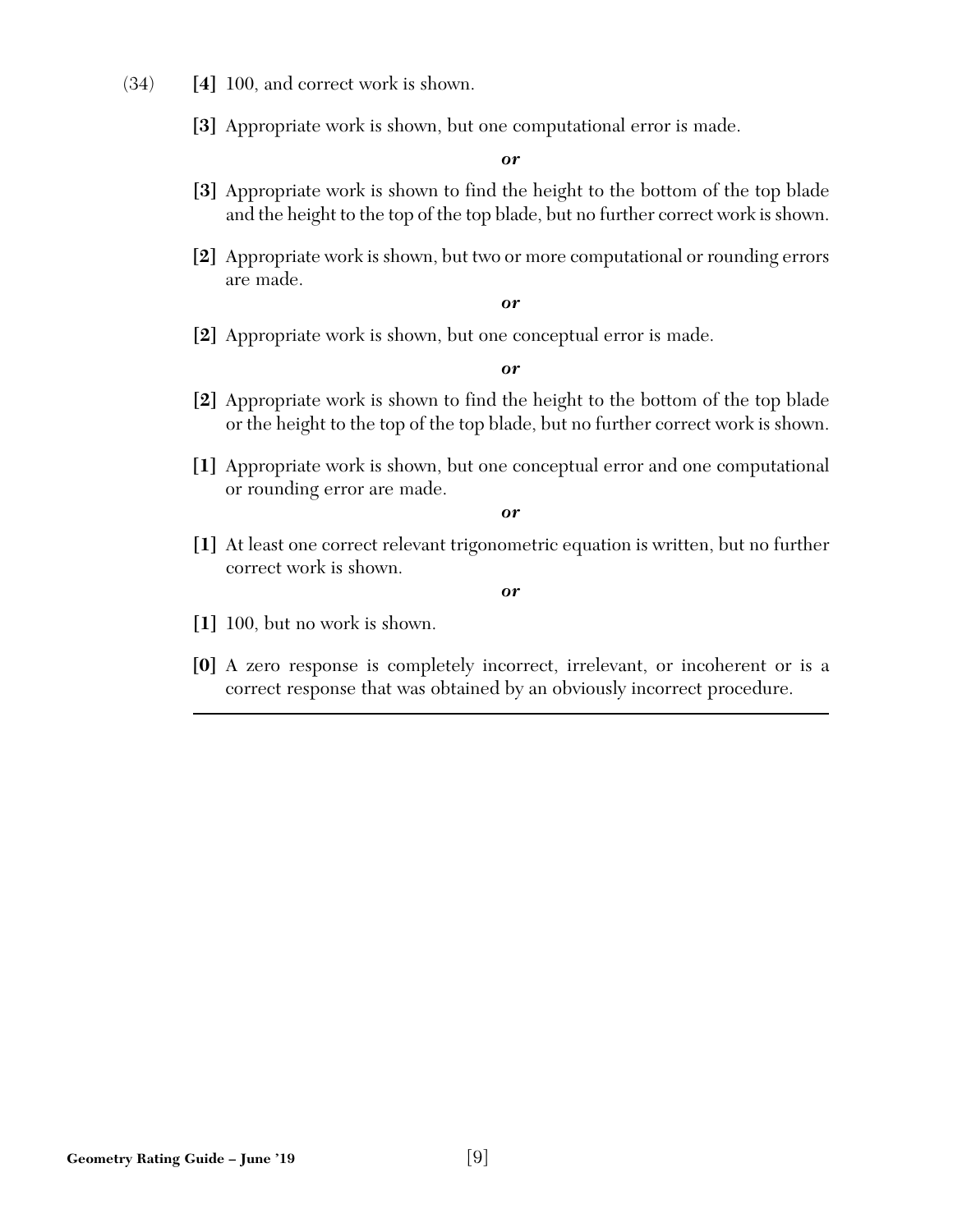(34) **[4]** 100, and correct work is shown.

**[3]** Appropriate work is shown, but one computational error is made.

*or*

**[3]** Appropriate work is shown to find the height to the bottom of the top blade and the height to the top of the top blade, but no further correct work is shown.

**[2]** Appropriate work is shown, but two or more computational or rounding errors are made.

*or*

**[2]** Appropriate work is shown, but one conceptual error is made.

*or*

**[2]** Appropriate work is shown to find the height to the bottom of the top blade or the height to the top of the top blade, but no further correct work is shown.

**[1]** Appropriate work is shown, but one conceptual error and one computational or rounding error are made.

*or*

**[1]** At least one correct relevant trigonometric equation is written, but no further correct work is shown.

*or*

**[1]** 100, but no work is shown.

**[0]** A zero response is completely incorrect, irrelevant, or incoherent or is a correct response that was obtained by an obviously incorrect procedure.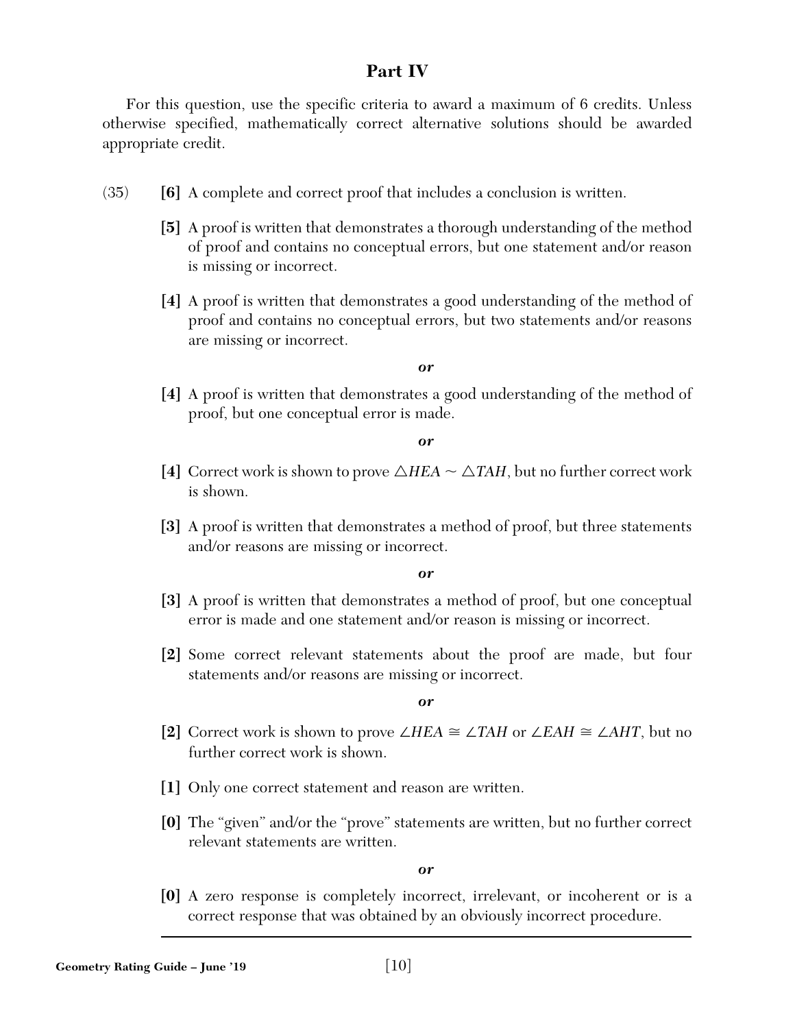## Part IV

For this question, use the specific criteria to award a maximum of 6 credits. Unless otherwise specified, mathematically correct alternative solutions should be awarded appropriate credit.

(35) **[6]** A complete and correct proof that includes a conclusion is written.

**[5]** A proof is written that demonstrates a thorough understanding of the method of proof and contains no conceptual errors, but one statement and/or reason is missing or incorrect.

**[4]** A proof is written that demonstrates a good understanding of the method of proof and contains no conceptual errors, but two statements and/or reasons are missing or incorrect.

***or***

**[4]** A proof is written that demonstrates a good understanding of the method of proof, but one conceptual error is made.

***or***

**[4]** Correct work is shown to prove $\triangle HEA \sim \triangle TAH$, but no further correct work is shown.

**[3]** A proof is written that demonstrates a method of proof, but three statements and/or reasons are missing or incorrect.

***or***

**[3]** A proof is written that demonstrates a method of proof, but one conceptual error is made and one statement and/or reason is missing or incorrect.

**[2]** Some correct relevant statements about the proof are made, but four statements and/or reasons are missing or incorrect.

***or***

**[2]** Correct work is shown to prove $\angle HEA \cong \angle TAH$ or $\angle EAH \cong \angle AHT$, but no further correct work is shown.

**[1]** Only one correct statement and reason are written.

**[0]** The "given" and/or the "prove" statements are written, but no further correct relevant statements are written.

***or***

**[0]** A zero response is completely incorrect, irrelevant, or incoherent or is a correct response that was obtained by an obviously incorrect procedure.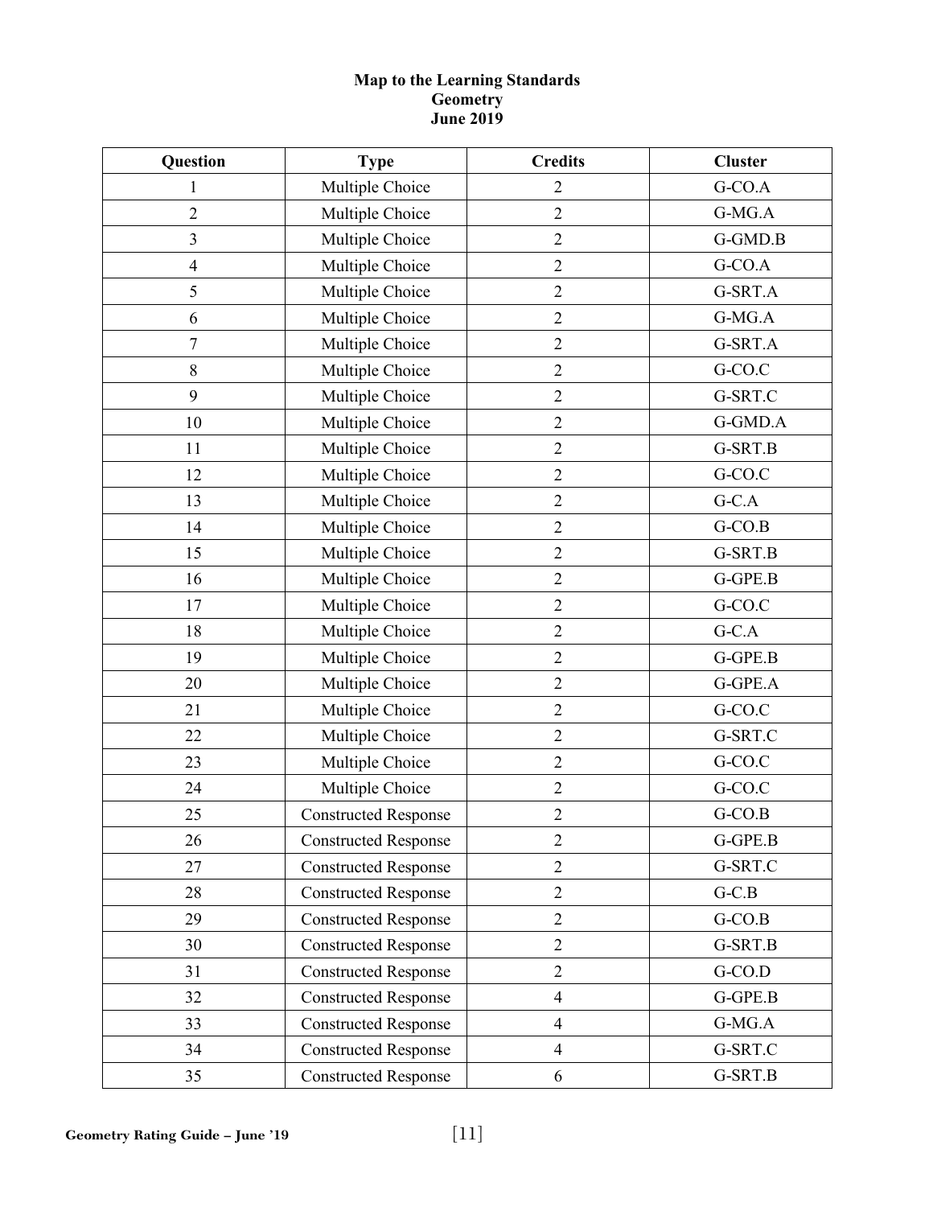# Map to the Learning Standards
## Geometry
## June 2019

| Question | Type | Credits | Cluster |
|---|---|---|---|
| 1 | Multiple Choice | 2 | G-CO.A |
| 2 | Multiple Choice | 2 | G-MG.A |
| 3 | Multiple Choice | 2 | G-GMD.B |
| 4 | Multiple Choice | 2 | G-CO.A |
| 5 | Multiple Choice | 2 | G-SRT.A |
| 6 | Multiple Choice | 2 | G-MG.A |
| 7 | Multiple Choice | 2 | G-SRT.A |
| 8 | Multiple Choice | 2 | G-CO.C |
| 9 | Multiple Choice | 2 | G-SRT.C |
| 10 | Multiple Choice | 2 | G-GMD.A |
| 11 | Multiple Choice | 2 | G-SRT.B |
| 12 | Multiple Choice | 2 | G-CO.C |
| 13 | Multiple Choice | 2 | G-C.A |
| 14 | Multiple Choice | 2 | G-CO.B |
| 15 | Multiple Choice | 2 | G-SRT.B |
| 16 | Multiple Choice | 2 | G-GPE.B |
| 17 | Multiple Choice | 2 | G-CO.C |
| 18 | Multiple Choice | 2 | G-C.A |
| 19 | Multiple Choice | 2 | G-GPE.B |
| 20 | Multiple Choice | 2 | G-GPE.A |
| 21 | Multiple Choice | 2 | G-CO.C |
| 22 | Multiple Choice | 2 | G-SRT.C |
| 23 | Multiple Choice | 2 | G-CO.C |
| 24 | Multiple Choice | 2 | G-CO.C |
| 25 | Constructed Response | 2 | G-CO.B |
| 26 | Constructed Response | 2 | G-GPE.B |
| 27 | Constructed Response | 2 | G-SRT.C |
| 28 | Constructed Response | 2 | G-C.B |
| 29 | Constructed Response | 2 | G-CO.B |
| 30 | Constructed Response | 2 | G-SRT.B |
| 31 | Constructed Response | 2 | G-CO.D |
| 32 | Constructed Response | 4 | G-GPE.B |
| 33 | Constructed Response | 4 | G-MG.A |
| 34 | Constructed Response | 4 | G-SRT.C |
| 35 | Constructed Response | 6 | G-SRT.B |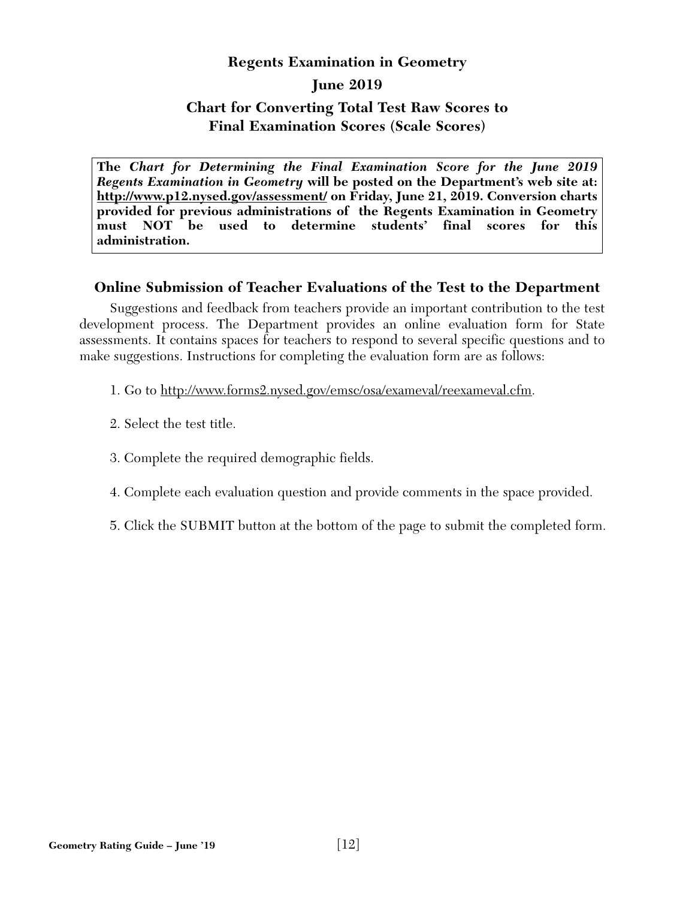# Regents Examination in Geometry

## June 2019

## Chart for Converting Total Test Raw Scores to Final Examination Scores (Scale Scores)

**The *Chart for Determining the Final Examination Score for the June 2019 Regents Examination in Geometry* will be posted on the Department's web site at: http://www.p12.nysed.gov/assessment/ on Friday, June 21, 2019. Conversion charts provided for previous administrations of the Regents Examination in Geometry must NOT be used to determine students' final scores for this administration.**

## Online Submission of Teacher Evaluations of the Test to the Department

Suggestions and feedback from teachers provide an important contribution to the test development process. The Department provides an online evaluation form for State assessments. It contains spaces for teachers to respond to several specific questions and to make suggestions. Instructions for completing the evaluation form are as follows:

1. Go to http://www.forms2.nysed.gov/emsc/osa/exameval/reexameval.cfm.

2. Select the test title.

3. Complete the required demographic fields.

4. Complete each evaluation question and provide comments in the space provided.

5. Click the SUBMIT button at the bottom of the page to submit the completed form.